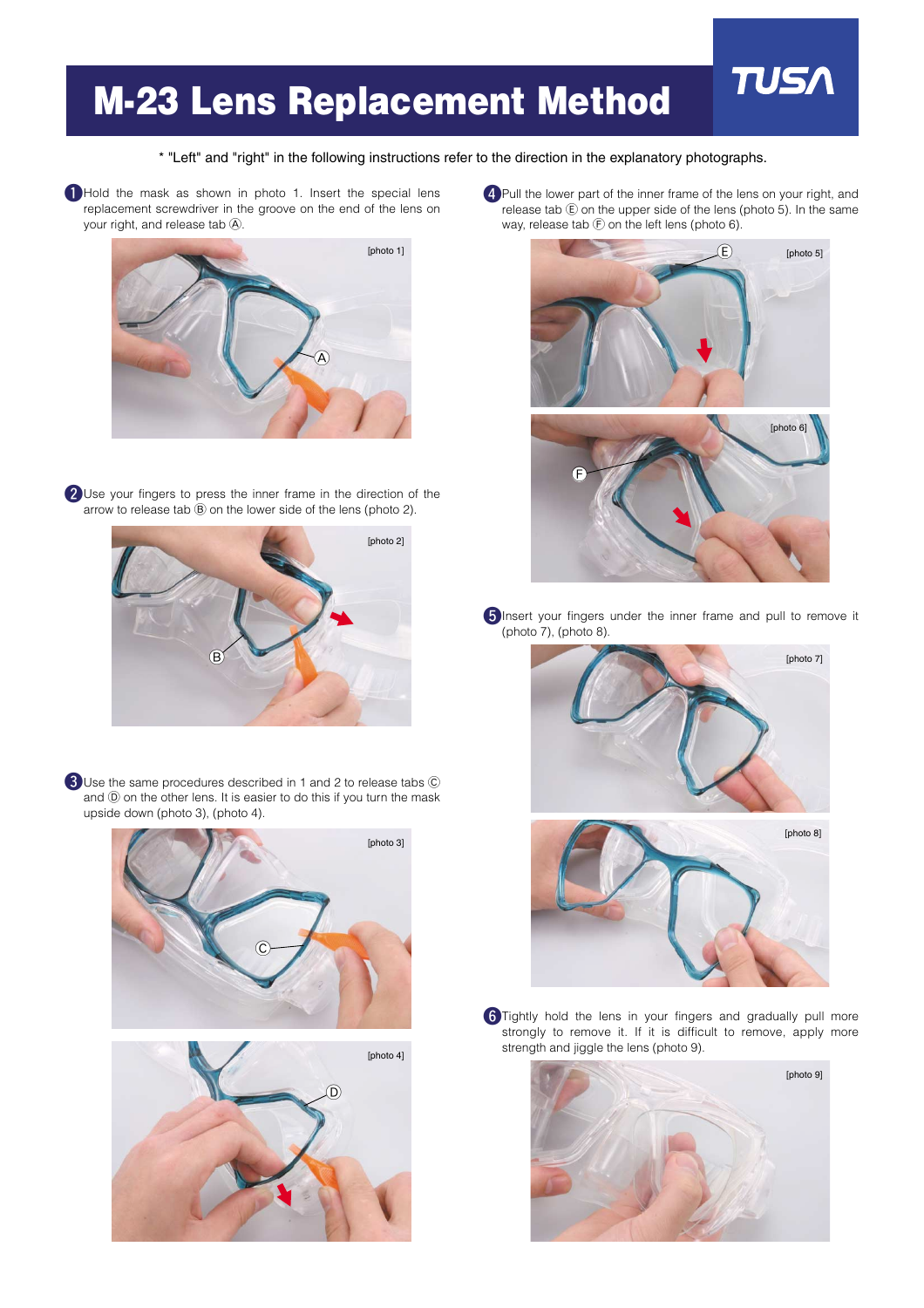# M-23 Lens Replacement Method

TUSA

\* "Left" and "right" in the following instructions refer to the direction in the explanatory photographs.

1. Hold the mask as shown in photo 1. Insert the special lens replacement screwdriver in the groove on the end of the lens on your right, and release tab Ⓐ.

[photo 1]

2. Use your fingers to press the inner frame in the direction of the arrow to release tab Ⓑ on the lower side of the lens (photo 2).

[photo 2]

3. Use the same procedures described in 1 and 2 to release tabs Ⓒ and Ⓓ on the other lens. It is easier to do this if you turn the mask upside down (photo 3), (photo 4).

[photo 3]

[photo 4]

4. Pull the lower part of the inner frame of the lens on your right, and release tab Ⓔ on the upper side of the lens (photo 5). In the same way, release tab Ⓕ on the left lens (photo 6).

[photo 5]

[photo 6]

5. Insert your fingers under the inner frame and pull to remove it (photo 7), (photo 8).

[photo 7]

[photo 8]

6. Tightly hold the lens in your fingers and gradually pull more strongly to remove it. If it is difficult to remove, apply more strength and jiggle the lens (photo 9).

[photo 9]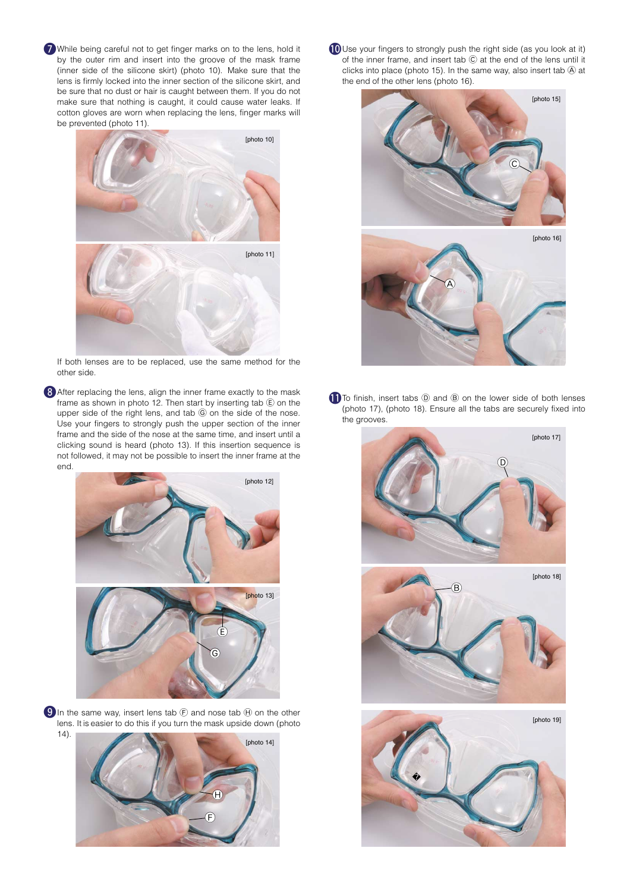7 While being careful not to get finger marks on to the lens, hold it by the outer rim and insert into the groove of the mask frame (inner side of the silicone skirt) (photo 10). Make sure that the lens is firmly locked into the inner section of the silicone skirt, and be sure that no dust or hair is caught between them. If you do not make sure that nothing is caught, it could cause water leaks. If cotton gloves are worn when replacing the lens, finger marks will be prevented (photo 11).

[photo 10]

[photo 11]

If both lenses are to be replaced, use the same method for the other side.

8 After replacing the lens, align the inner frame exactly to the mask frame as shown in photo 12. Then start by inserting tab Ⓔ on the upper side of the right lens, and tab Ⓖ on the side of the nose. Use your fingers to strongly push the upper section of the inner frame and the side of the nose at the same time, and insert until a clicking sound is heard (photo 13). If this insertion sequence is not followed, it may not be possible to insert the inner frame at the end.

[photo 12]

[photo 13]

Ⓔ

Ⓖ

9 In the same way, insert lens tab Ⓕ and nose tab Ⓗ on the other lens. It is easier to do this if you turn the mask upside down (photo 14).

[photo 14]

Ⓗ

Ⓕ

10 Use your fingers to strongly push the right side (as you look at it) of the inner frame, and insert tab Ⓒ at the end of the lens until it clicks into place (photo 15). In the same way, also insert tab Ⓐ at the end of the other lens (photo 16).

[photo 15]

Ⓒ

[photo 16]

Ⓐ

11 To finish, insert tabs Ⓓ and Ⓑ on the lower side of both lenses (photo 17), (photo 18). Ensure all the tabs are securely fixed into the grooves.

[photo 17]

Ⓓ

[photo 18]

Ⓑ

[photo 19]